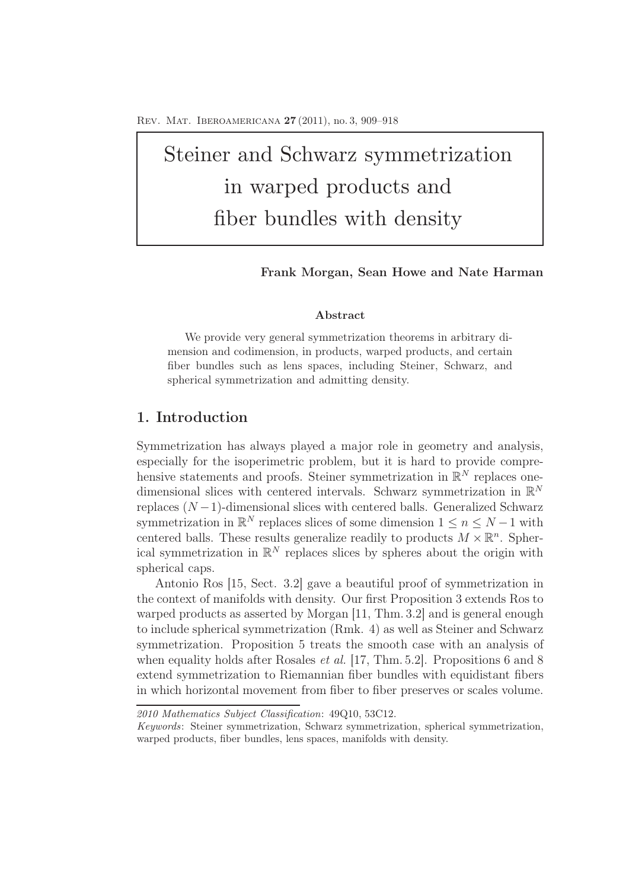# Steiner and Schwarz symmetrization in warped products and fiber bundles with density

**Frank Morgan, Sean Howe and Nate Harman**

**Abstract**

We provide very general symmetrization theorems in arbitrary dimension and codimension, in products, warped products, and certain fiber bundles such as lens spaces, including Steiner, Schwarz, and spherical symmetrization and admitting density.

## 1. Introduction

Symmetrization has always played a major role in geometry and analysis, especially for the isoperimetric problem, but it is hard to provide comprehensive statements and proofs. Steiner symmetrization in $\mathbb{R}^N$ replaces one-dimensional slices with centered intervals. Schwarz symmetrization in $\mathbb{R}^N$ replaces $(N-1)$-dimensional slices with centered balls. Generalized Schwarz symmetrization in $\mathbb{R}^N$ replaces slices of some dimension $1 \leq n \leq N-1$ with centered balls. These results generalize readily to products $M \times \mathbb{R}^n$. Spherical symmetrization in $\mathbb{R}^N$ replaces slices by spheres about the origin with spherical caps.

Antonio Ros [15, Sect. 3.2] gave a beautiful proof of symmetrization in the context of manifolds with density. Our first Proposition 3 extends Ros to warped products as asserted by Morgan [11, Thm. 3.2] and is general enough to include spherical symmetrization (Rmk. 4) as well as Steiner and Schwarz symmetrization. Proposition 5 treats the smooth case with an analysis of when equality holds after Rosales *et al.* [17, Thm. 5.2]. Propositions 6 and 8 extend symmetrization to Riemannian fiber bundles with equidistant fibers in which horizontal movement from fiber to fiber preserves or scales volume.

*2010 Mathematics Subject Classification*: 49Q10, 53C12.

*Keywords*: Steiner symmetrization, Schwarz symmetrization, spherical symmetrization, warped products, fiber bundles, lens spaces, manifolds with density.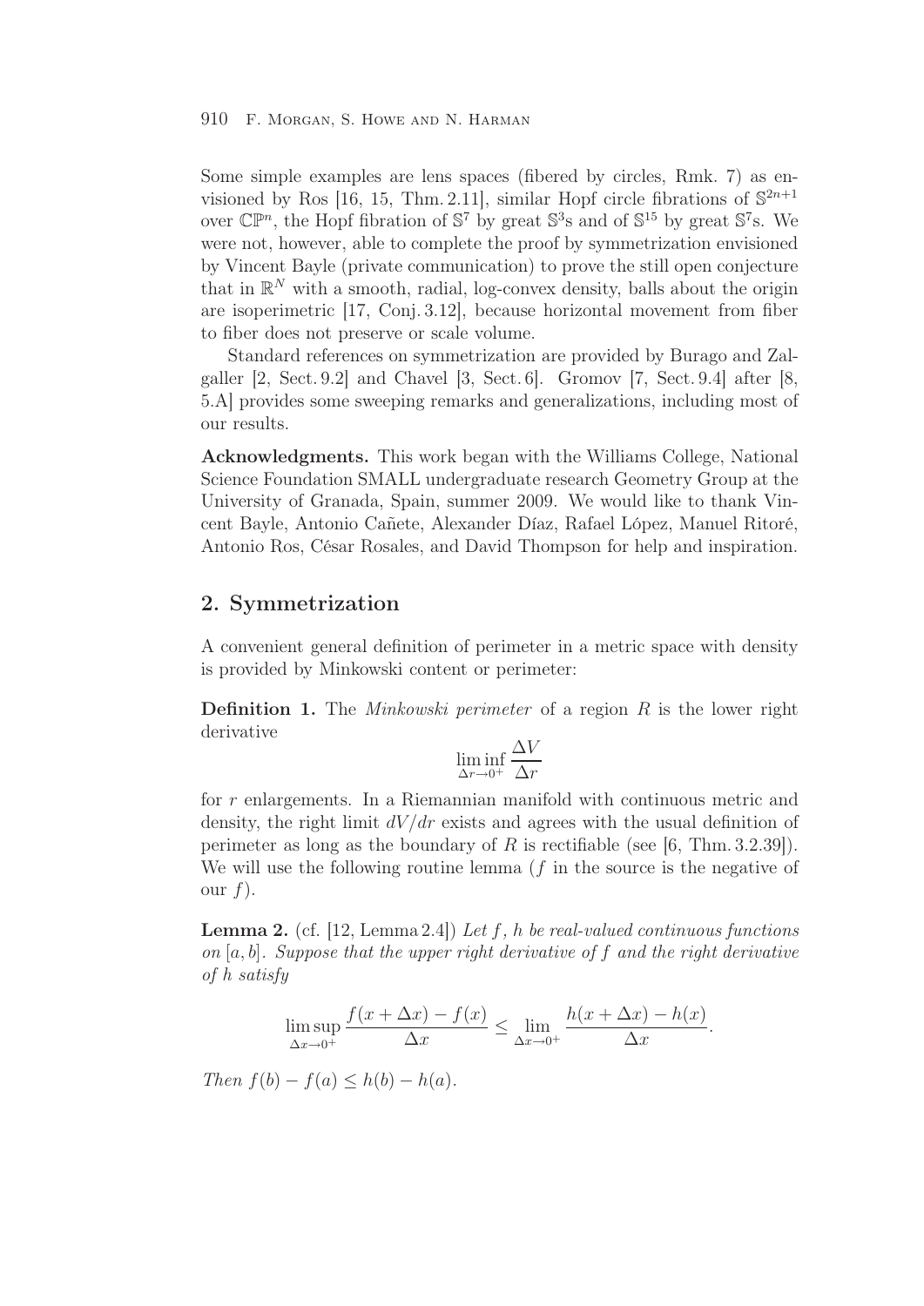Some simple examples are lens spaces (fibered by circles, Rmk. 7) as envisioned by Ros [16, 15, Thm. 2.11], similar Hopf circle fibrations of $\mathbb{S}^{2n+1}$ over $\mathbb{CP}^n$, the Hopf fibration of $\mathbb{S}^7$ by great $\mathbb{S}^3$s and of $\mathbb{S}^{15}$ by great $\mathbb{S}^7$s. We were not, however, able to complete the proof by symmetrization envisioned by Vincent Bayle (private communication) to prove the still open conjecture that in $\mathbb{R}^N$ with a smooth, radial, log-convex density, balls about the origin are isoperimetric [17, Conj. 3.12], because horizontal movement from fiber to fiber does not preserve or scale volume.

Standard references on symmetrization are provided by Burago and Zalgaller [2, Sect. 9.2] and Chavel [3, Sect. 6]. Gromov [7, Sect. 9.4] after [8, 5.A] provides some sweeping remarks and generalizations, including most of our results.

**Acknowledgments.** This work began with the Williams College, National Science Foundation SMALL undergraduate research Geometry Group at the University of Granada, Spain, summer 2009. We would like to thank Vincent Bayle, Antonio Cañete, Alexander Díaz, Rafael López, Manuel Ritoré, Antonio Ros, César Rosales, and David Thompson for help and inspiration.

## 2. Symmetrization

A convenient general definition of perimeter in a metric space with density is provided by Minkowski content or perimeter:

**Definition 1.** The *Minkowski perimeter* of a region $R$ is the lower right derivative

$$\liminf_{\Delta r \to 0^+} \frac{\Delta V}{\Delta r}$$

for $r$ enlargements. In a Riemannian manifold with continuous metric and density, the right limit $dV/dr$ exists and agrees with the usual definition of perimeter as long as the boundary of $R$ is rectifiable (see [6, Thm. 3.2.39]). We will use the following routine lemma ($f$ in the source is the negative of our $f$).

**Lemma 2.** (cf. [12, Lemma 2.4]) *Let $f$, $h$ be real-valued continuous functions on $[a, b]$. Suppose that the upper right derivative of $f$ and the right derivative of $h$ satisfy*

$$\limsup_{\Delta x \to 0^+} \frac{f(x + \Delta x) - f(x)}{\Delta x} \leq \lim_{\Delta x \to 0^+} \frac{h(x + \Delta x) - h(x)}{\Delta x}.$$

*Then $f(b) - f(a) \leq h(b) - h(a)$.*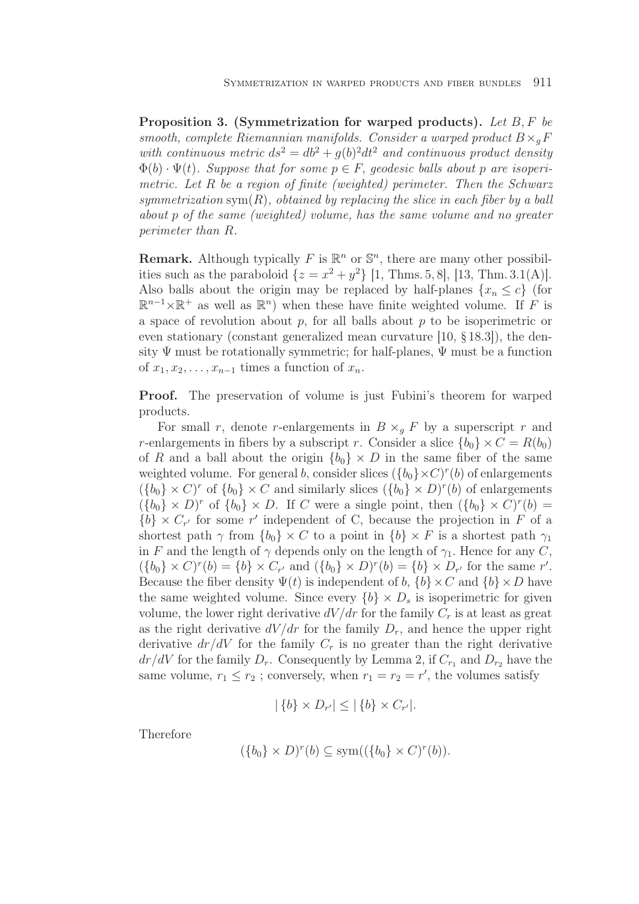**Proposition 3. (Symmetrization for warped products).** *Let $B, F$ be smooth, complete Riemannian manifolds. Consider a warped product $B \times_g F$ with continuous metric $ds^2 = db^2 + g(b)^2 dt^2$ and continuous product density $\Phi(b) \cdot \Psi(t)$. Suppose that for some $p \in F$, geodesic balls about $p$ are isoperimetric. Let $R$ be a region of finite (weighted) perimeter. Then the Schwarz symmetrization $\mathrm{sym}(R)$, obtained by replacing the slice in each fiber by a ball about $p$ of the same (weighted) volume, has the same volume and no greater perimeter than $R$.*

**Remark.** Although typically $F$ is $\mathbb{R}^n$ or $\mathbb{S}^n$, there are many other possibilities such as the paraboloid $\{z = x^2 + y^2\}$ [1, Thms. 5, 8], [13, Thm. 3.1(A)]. Also balls about the origin may be replaced by half-planes $\{x_n \leq c\}$ (for $\mathbb{R}^{n-1} \times \mathbb{R}^+$ as well as $\mathbb{R}^n$) when these have finite weighted volume. If $F$ is a space of revolution about $p$, for all balls about $p$ to be isoperimetric or even stationary (constant generalized mean curvature [10, § 18.3]), the density $\Psi$ must be rotationally symmetric; for half-planes, $\Psi$ must be a function of $x_1, x_2, \ldots, x_{n-1}$ times a function of $x_n$.

**Proof.** The preservation of volume is just Fubini's theorem for warped products.

For small $r$, denote $r$-enlargements in $B \times_g F$ by a superscript $r$ and $r$-enlargements in fibers by a subscript $r$. Consider a slice $\{b_0\} \times C = R(b_0)$ of $R$ and a ball about the origin $\{b_0\} \times D$ in the same fiber of the same weighted volume. For general $b$, consider slices $(\{b_0\} \times C)^r(b)$ of enlargements $(\{b_0\} \times C)^r$ of $\{b_0\} \times C$ and similarly slices $(\{b_0\} \times D)^r(b)$ of enlargements $(\{b_0\} \times D)^r$ of $\{b_0\} \times D$. If $C$ were a single point, then $(\{b_0\} \times C)^r(b) = \{b\} \times C_{r'}$ for some $r'$ independent of C, because the projection in $F$ of a shortest path $\gamma$ from $\{b_0\} \times C$ to a point in $\{b\} \times F$ is a shortest path $\gamma_1$ in $F$ and the length of $\gamma$ depends only on the length of $\gamma_1$. Hence for any $C$, $(\{b_0\} \times C)^r(b) = \{b\} \times C_{r'}$ and $(\{b_0\} \times D)^r(b) = \{b\} \times D_{r'}$ for the same $r'$. Because the fiber density $\Psi(t)$ is independent of $b$, $\{b\} \times C$ and $\{b\} \times D$ have the same weighted volume. Since every $\{b\} \times D_s$ is isoperimetric for given volume, the lower right derivative $dV/dr$ for the family $C_r$ is at least as great as the right derivative $dV/dr$ for the family $D_r$, and hence the upper right derivative $dr/dV$ for the family $C_r$ is no greater than the right derivative $dr/dV$ for the family $D_r$. Consequently by Lemma 2, if $C_{r_1}$ and $D_{r_2}$ have the same volume, $r_1 \leq r_2$ ; conversely, when $r_1 = r_2 = r'$, the volumes satisfy

$$|\{b\} \times D_{r'}| \leq |\{b\} \times C_{r'}|.$$

Therefore

$$(\{b_0\} \times D)^r(b) \subseteq \mathrm{sym}((\{b_0\} \times C)^r(b)).$$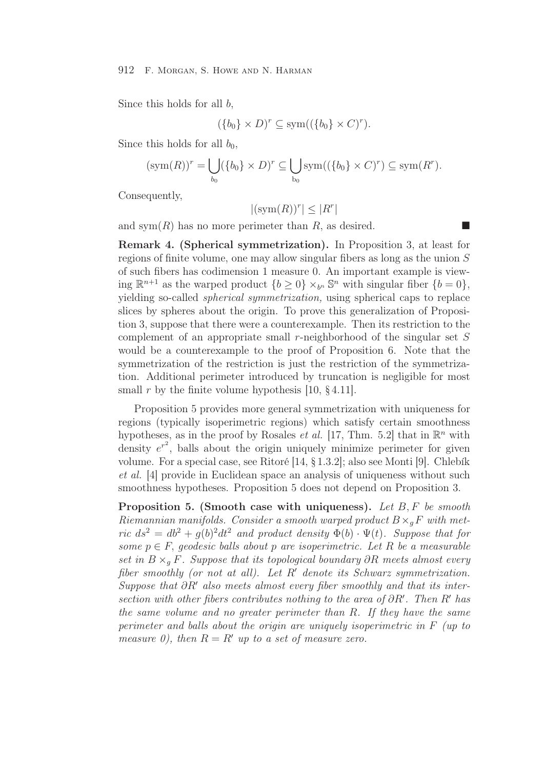Since this holds for all $b$,

$$(\{b_0\} \times D)^r \subseteq \text{sym}((\{b_0\} \times C)^r).$$

Since this holds for all $b_0$,

$$(\text{sym}(R))^r = \bigcup_{b_0} (\{b_0\} \times D)^r \subseteq \bigcup_{b_0} \text{sym}((\{b_0\} \times C)^r) \subseteq \text{sym}(R^r).$$

Consequently,

$$|(\text{sym}(R))^r| \leq |R^r|$$

and $\text{sym}(R)$ has no more perimeter than $R$, as desired. ∎

**Remark 4. (Spherical symmetrization).** In Proposition 3, at least for regions of finite volume, one may allow singular fibers as long as the union $S$ of such fibers has codimension 1 measure 0. An important example is viewing $\mathbb{R}^{n+1}$ as the warped product $\{b \geq 0\} \times_{b^n} \mathbb{S}^n$ with singular fiber $\{b = 0\}$, yielding so-called *spherical symmetrization,* using spherical caps to replace slices by spheres about the origin. To prove this generalization of Proposition 3, suppose that there were a counterexample. Then its restriction to the complement of an appropriate small $r$-neighborhood of the singular set $S$ would be a counterexample to the proof of Proposition 6. Note that the symmetrization of the restriction is just the restriction of the symmetrization. Additional perimeter introduced by truncation is negligible for most small $r$ by the finite volume hypothesis [10, §4.11].

Proposition 5 provides more general symmetrization with uniqueness for regions (typically isoperimetric regions) which satisfy certain smoothness hypotheses, as in the proof by Rosales *et al.* [17, Thm. 5.2] that in $\mathbb{R}^n$ with density $e^{r^2}$, balls about the origin uniquely minimize perimeter for given volume. For a special case, see Ritoré [14, §1.3.2]; also see Monti [9]. Chlebík *et al.* [4] provide in Euclidean space an analysis of uniqueness without such smoothness hypotheses. Proposition 5 does not depend on Proposition 3.

**Proposition 5. (Smooth case with uniqueness).** *Let $B, F$ be smooth Riemannian manifolds. Consider a smooth warped product $B \times_g F$ with metric $ds^2 = db^2 + g(b)^2 dt^2$ and product density $\Phi(b) \cdot \Psi(t)$. Suppose that for some $p \in F$, geodesic balls about $p$ are isoperimetric. Let $R$ be a measurable set in $B \times_g F$. Suppose that its topological boundary $\partial R$ meets almost every fiber smoothly (or not at all). Let $R'$ denote its Schwarz symmetrization. Suppose that $\partial R'$ also meets almost every fiber smoothly and that its intersection with other fibers contributes nothing to the area of $\partial R'$. Then $R'$ has the same volume and no greater perimeter than $R$. If they have the same perimeter and balls about the origin are uniquely isoperimetric in $F$ (up to measure 0), then $R = R'$ up to a set of measure zero.*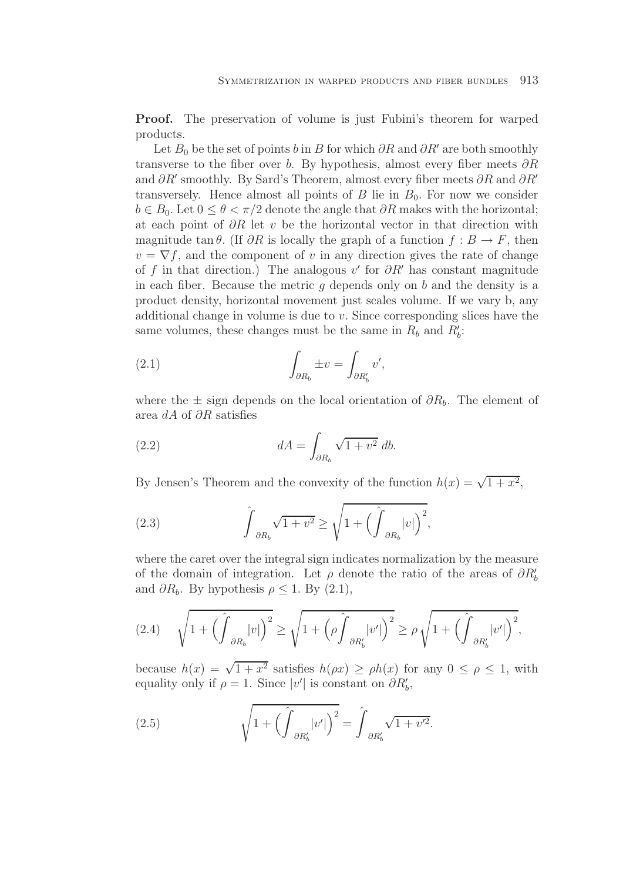**Proof.** The preservation of volume is just Fubini's theorem for warped products.

Let $B_0$ be the set of points $b$ in $B$ for which $\partial R$ and $\partial R'$ are both smoothly transverse to the fiber over $b$. By hypothesis, almost every fiber meets $\partial R$ and $\partial R'$ smoothly. By Sard's Theorem, almost every fiber meets $\partial R$ and $\partial R'$ transversely. Hence almost all points of $B$ lie in $B_0$. For now we consider $b \in B_0$. Let $0 \leq \theta < \pi/2$ denote the angle that $\partial R$ makes with the horizontal; at each point of $\partial R$ let $v$ be the horizontal vector in that direction with magnitude $\tan\theta$. (If $\partial R$ is locally the graph of a function $f : B \to F$, then $v = \nabla f$, and the component of $v$ in any direction gives the rate of change of $f$ in that direction.) The analogous $v'$ for $\partial R'$ has constant magnitude in each fiber. Because the metric $g$ depends only on $b$ and the density is a product density, horizontal movement just scales volume. If we vary b, any additional change in volume is due to $v$. Since corresponding slices have the same volumes, these changes must be the same in $R_b$ and $R'_b$:

$$\int_{\partial R_b} \pm v = \int_{\partial R'_b} v', \tag{2.1}$$

where the $\pm$ sign depends on the local orientation of $\partial R_b$. The element of area $dA$ of $\partial R$ satisfies

$$dA = \int_{\partial R_b} \sqrt{1+v^2}\; db. \tag{2.2}$$

By Jensen's Theorem and the convexity of the function $h(x) = \sqrt{1+x^2}$,

$$\hat{\int}_{\partial R_b} \sqrt{1+v^2} \geq \sqrt{1+\Big(\hat{\int}_{\partial R_b} |v|\Big)^2}, \tag{2.3}$$

where the caret over the integral sign indicates normalization by the measure of the domain of integration. Let $\rho$ denote the ratio of the areas of $\partial R'_b$ and $\partial R_b$. By hypothesis $\rho \leq 1$. By (2.1),

$$\sqrt{1+\Big(\hat{\int}_{\partial R_b} |v|\Big)^2} \geq \sqrt{1+\Big(\rho\hat{\int}_{\partial R'_b} |v'|\Big)^2} \geq \rho\sqrt{1+\Big(\hat{\int}_{\partial R'_b} |v'|\Big)^2}, \tag{2.4}$$

because $h(x) = \sqrt{1+x^2}$ satisfies $h(\rho x) \geq \rho h(x)$ for any $0 \leq \rho \leq 1$, with equality only if $\rho = 1$. Since $|v'|$ is constant on $\partial R'_b$,

$$\sqrt{1+\Big(\hat{\int}_{\partial R'_b} |v'|\Big)^2} = \hat{\int}_{\partial R'_b} \sqrt{1+v'^2}. \tag{2.5}$$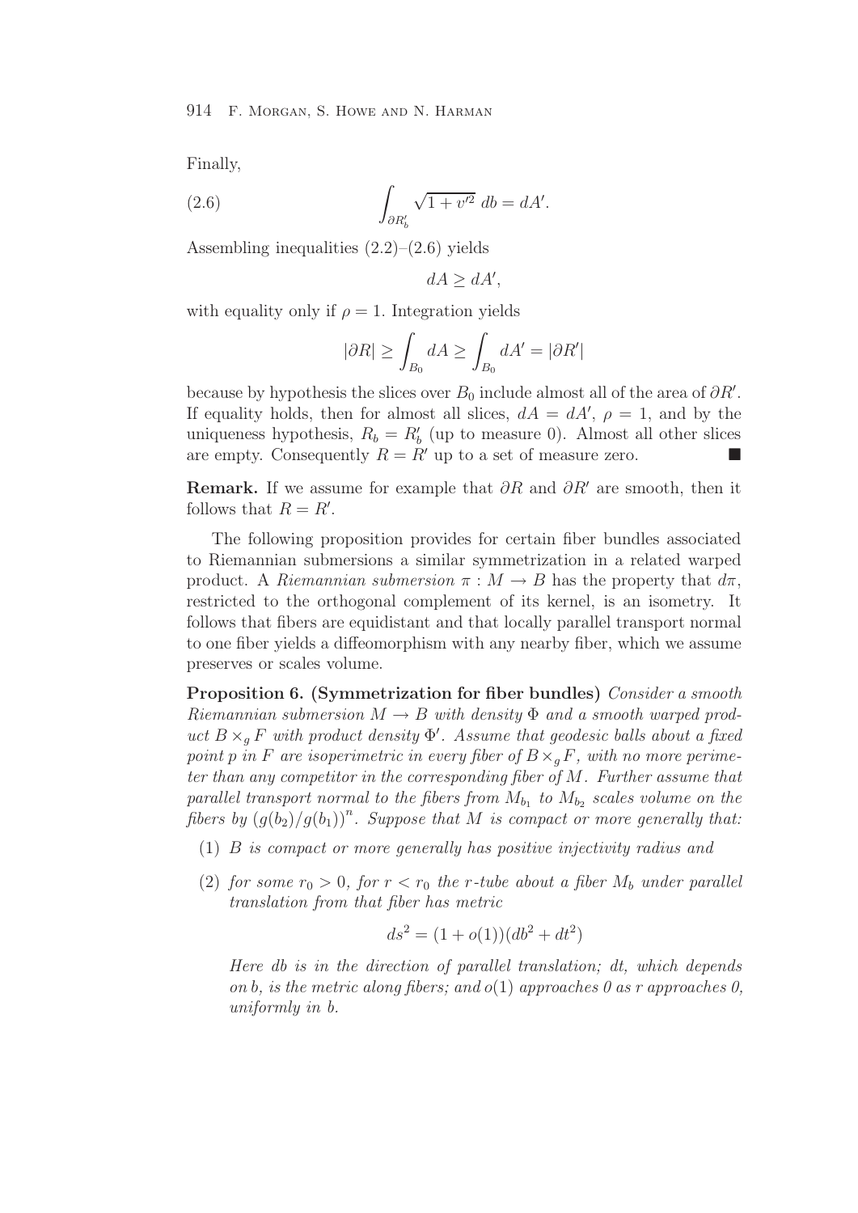Finally,

$$\int_{\partial R'_b} \sqrt{1+v'^2}\ db = dA'. \tag{2.6}$$

Assembling inequalities (2.2)–(2.6) yields

$$dA \geq dA',$$

with equality only if $\rho = 1$. Integration yields

$$|\partial R| \geq \int_{B_0} dA \geq \int_{B_0} dA' = |\partial R'|$$

because by hypothesis the slices over $B_0$ include almost all of the area of $\partial R'$. If equality holds, then for almost all slices, $dA = dA'$, $\rho = 1$, and by the uniqueness hypothesis, $R_b = R'_b$ (up to measure 0). Almost all other slices are empty. Consequently $R = R'$ up to a set of measure zero. ∎

**Remark.** If we assume for example that $\partial R$ and $\partial R'$ are smooth, then it follows that $R = R'$.

The following proposition provides for certain fiber bundles associated to Riemannian submersions a similar symmetrization in a related warped product. A *Riemannian submersion* $\pi : M \to B$ has the property that $d\pi$, restricted to the orthogonal complement of its kernel, is an isometry. It follows that fibers are equidistant and that locally parallel transport normal to one fiber yields a diffeomorphism with any nearby fiber, which we assume preserves or scales volume.

**Proposition 6. (Symmetrization for fiber bundles)** *Consider a smooth Riemannian submersion $M \to B$ with density $\Phi$ and a smooth warped product $B \times_g F$ with product density $\Phi'$. Assume that geodesic balls about a fixed point $p$ in $F$ are isoperimetric in every fiber of $B \times_g F$, with no more perimeter than any competitor in the corresponding fiber of $M$. Further assume that parallel transport normal to the fibers from $M_{b_1}$ to $M_{b_2}$ scales volume on the fibers by $(g(b_2)/g(b_1))^n$. Suppose that $M$ is compact or more generally that:*

1. *$B$ is compact or more generally has positive injectivity radius and*
2. *for some $r_0 > 0$, for $r < r_0$ the $r$-tube about a fiber $M_b$ under parallel translation from that fiber has metric*

$$ds^2 = (1 + o(1))(db^2 + dt^2)$$

*Here $db$ is in the direction of parallel translation; $dt$, which depends on $b$, is the metric along fibers; and $o(1)$ approaches 0 as $r$ approaches 0, uniformly in $b$.*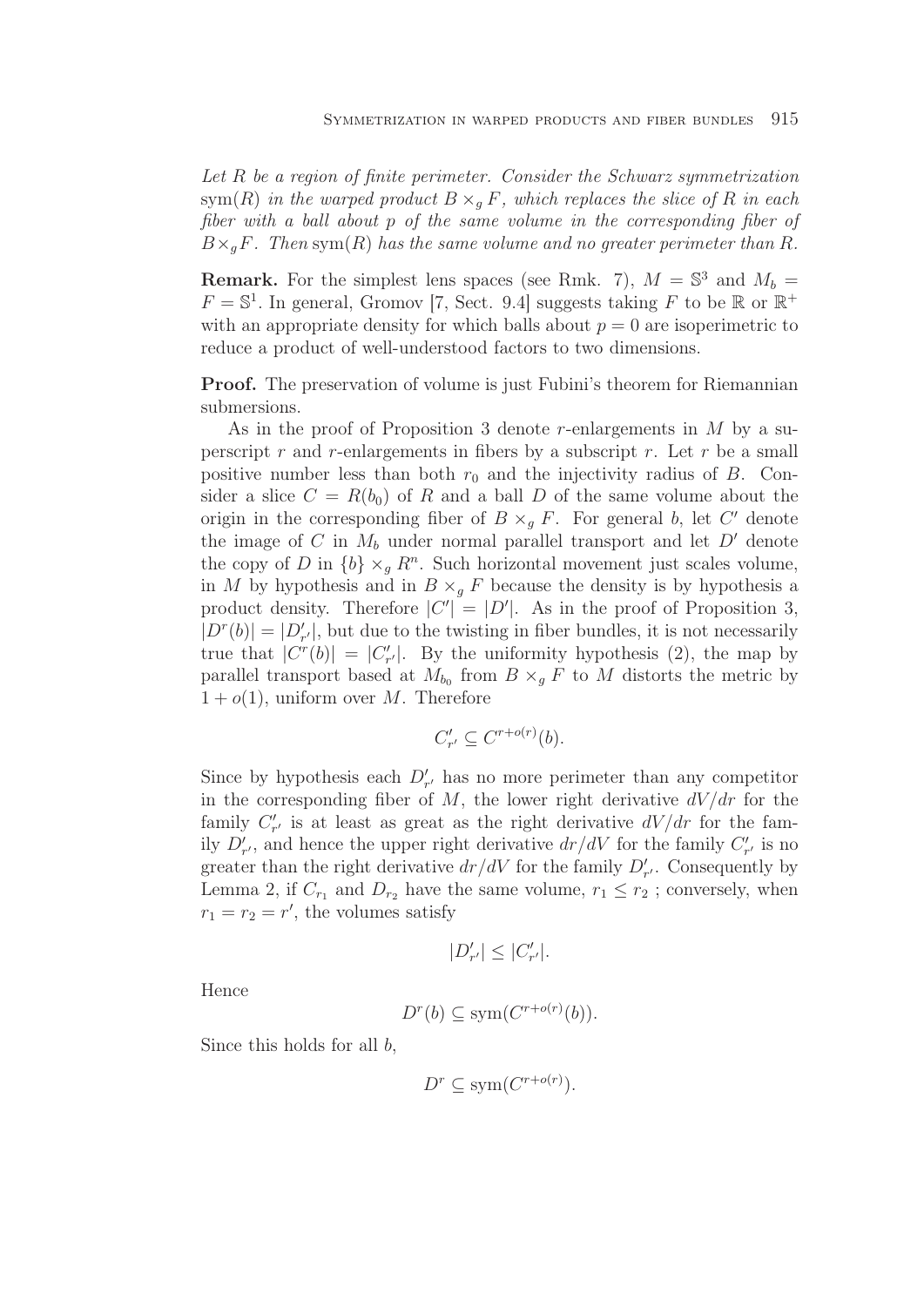*Let $R$ be a region of finite perimeter. Consider the Schwarz symmetrization $\operatorname{sym}(R)$ in the warped product $B \times_g F$, which replaces the slice of $R$ in each fiber with a ball about $p$ of the same volume in the corresponding fiber of $B \times_g F$. Then $\operatorname{sym}(R)$ has the same volume and no greater perimeter than $R$.*

**Remark.** For the simplest lens spaces (see Rmk. 7), $M = \mathbb{S}^3$ and $M_b = F = \mathbb{S}^1$. In general, Gromov [7, Sect. 9.4] suggests taking $F$ to be $\mathbb{R}$ or $\mathbb{R}^+$ with an appropriate density for which balls about $p = 0$ are isoperimetric to reduce a product of well-understood factors to two dimensions.

**Proof.** The preservation of volume is just Fubini's theorem for Riemannian submersions.

As in the proof of Proposition 3 denote $r$-enlargements in $M$ by a superscript $r$ and $r$-enlargements in fibers by a subscript $r$. Let $r$ be a small positive number less than both $r_0$ and the injectivity radius of $B$. Consider a slice $C = R(b_0)$ of $R$ and a ball $D$ of the same volume about the origin in the corresponding fiber of $B \times_g F$. For general $b$, let $C'$ denote the image of $C$ in $M_b$ under normal parallel transport and let $D'$ denote the copy of $D$ in $\{b\} \times_g R^n$. Such horizontal movement just scales volume, in $M$ by hypothesis and in $B \times_g F$ because the density is by hypothesis a product density. Therefore $|C'| = |D'|$. As in the proof of Proposition 3, $|D^r(b)| = |D'_{r'}|$, but due to the twisting in fiber bundles, it is not necessarily true that $|C^r(b)| = |C'_{r'}|$. By the uniformity hypothesis (2), the map by parallel transport based at $M_{b_0}$ from $B \times_g F$ to $M$ distorts the metric by $1 + o(1)$, uniform over $M$. Therefore

$$C'_{r'} \subseteq C^{r+o(r)}(b).$$

Since by hypothesis each $D'_{r'}$ has no more perimeter than any competitor in the corresponding fiber of $M$, the lower right derivative $dV/dr$ for the family $C'_{r'}$ is at least as great as the right derivative $dV/dr$ for the family $D'_{r'}$, and hence the upper right derivative $dr/dV$ for the family $C'_{r'}$ is no greater than the right derivative $dr/dV$ for the family $D'_{r'}$. Consequently by Lemma 2, if $C_{r_1}$ and $D_{r_2}$ have the same volume, $r_1 \leq r_2$ ; conversely, when $r_1 = r_2 = r'$, the volumes satisfy

$$|D'_{r'}| \leq |C'_{r'}|.$$

Hence

$$D^r(b) \subseteq \operatorname{sym}(C^{r+o(r)}(b)).$$

Since this holds for all $b$,

$$D^r \subseteq \operatorname{sym}(C^{r+o(r)}).$$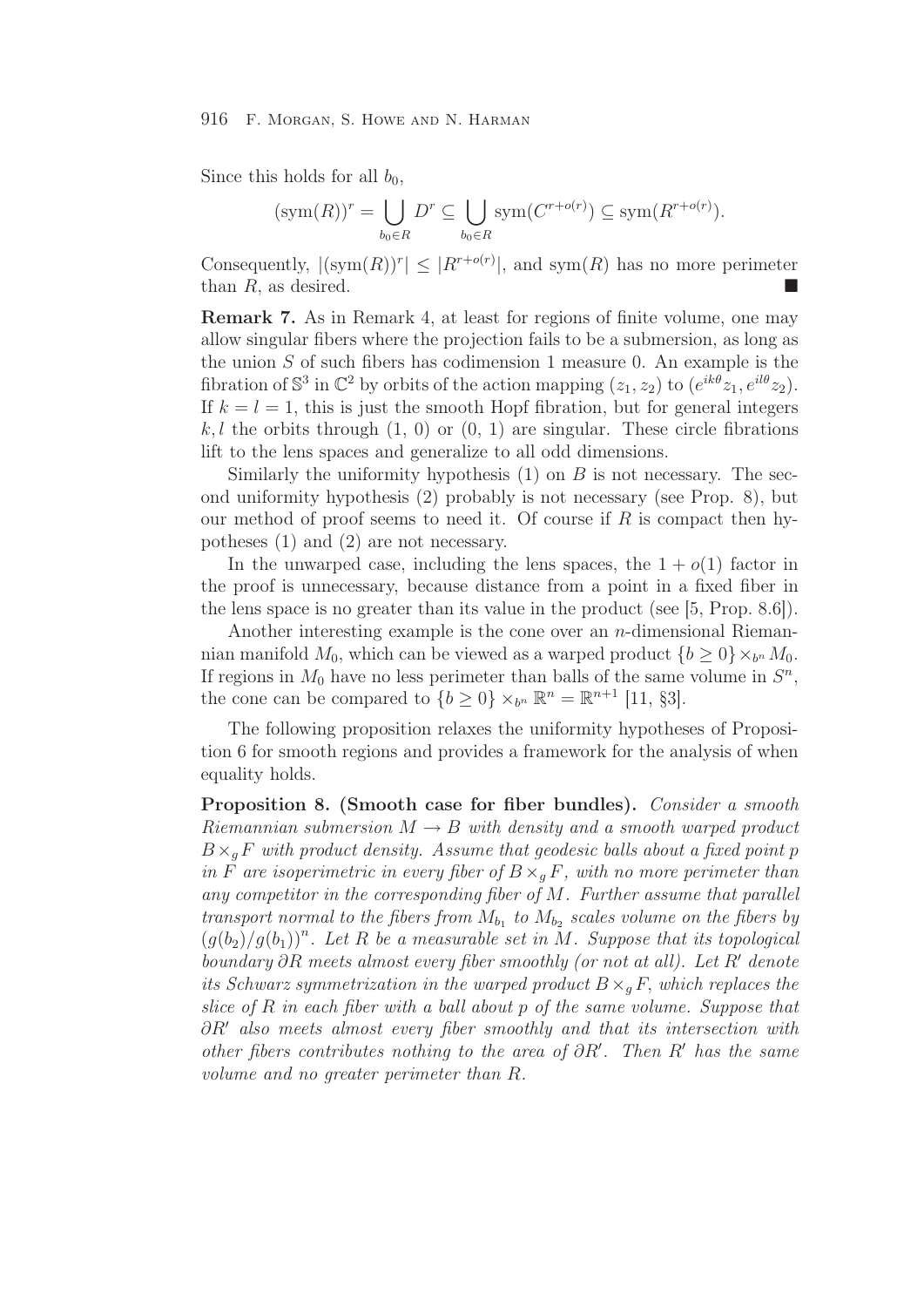Since this holds for all $b_0$,

$$(\mathrm{sym}(R))^r = \bigcup_{b_0 \in R} D^r \subseteq \bigcup_{b_0 \in R} \mathrm{sym}(C^{r+o(r)}) \subseteq \mathrm{sym}(R^{r+o(r)}).$$

Consequently, $|(\mathrm{sym}(R))^r| \leq |R^{r+o(r)}|$, and $\mathrm{sym}(R)$ has no more perimeter than $R$, as desired. ∎

**Remark 7.** As in Remark 4, at least for regions of finite volume, one may allow singular fibers where the projection fails to be a submersion, as long as the union $S$ of such fibers has codimension 1 measure 0. An example is the fibration of $\mathbb{S}^3$ in $\mathbb{C}^2$ by orbits of the action mapping $(z_1, z_2)$ to $(e^{ik\theta}z_1, e^{il\theta}z_2)$. If $k = l = 1$, this is just the smooth Hopf fibration, but for general integers $k, l$ the orbits through $(1, 0)$ or $(0, 1)$ are singular. These circle fibrations lift to the lens spaces and generalize to all odd dimensions.

Similarly the uniformity hypothesis (1) on $B$ is not necessary. The second uniformity hypothesis (2) probably is not necessary (see Prop. 8), but our method of proof seems to need it. Of course if $R$ is compact then hypotheses (1) and (2) are not necessary.

In the unwarped case, including the lens spaces, the $1 + o(1)$ factor in the proof is unnecessary, because distance from a point in a fixed fiber in the lens space is no greater than its value in the product (see [5, Prop. 8.6]).

Another interesting example is the cone over an $n$-dimensional Riemannian manifold $M_0$, which can be viewed as a warped product $\{b \geq 0\} \times_{b^n} M_0$. If regions in $M_0$ have no less perimeter than balls of the same volume in $S^n$, the cone can be compared to $\{b \geq 0\} \times_{b^n} \mathbb{R}^n = \mathbb{R}^{n+1}$ [11, §3].

The following proposition relaxes the uniformity hypotheses of Proposition 6 for smooth regions and provides a framework for the analysis of when equality holds.

**Proposition 8. (Smooth case for fiber bundles).** *Consider a smooth Riemannian submersion $M \to B$ with density and a smooth warped product $B \times_g F$ with product density. Assume that geodesic balls about a fixed point $p$ in $F$ are isoperimetric in every fiber of $B \times_g F$, with no more perimeter than any competitor in the corresponding fiber of $M$. Further assume that parallel transport normal to the fibers from $M_{b_1}$ to $M_{b_2}$ scales volume on the fibers by $(g(b_2)/g(b_1))^n$. Let $R$ be a measurable set in $M$. Suppose that its topological boundary $\partial R$ meets almost every fiber smoothly (or not at all). Let $R'$ denote its Schwarz symmetrization in the warped product $B \times_g F$, which replaces the slice of $R$ in each fiber with a ball about $p$ of the same volume. Suppose that $\partial R'$ also meets almost every fiber smoothly and that its intersection with other fibers contributes nothing to the area of $\partial R'$. Then $R'$ has the same volume and no greater perimeter than $R$.*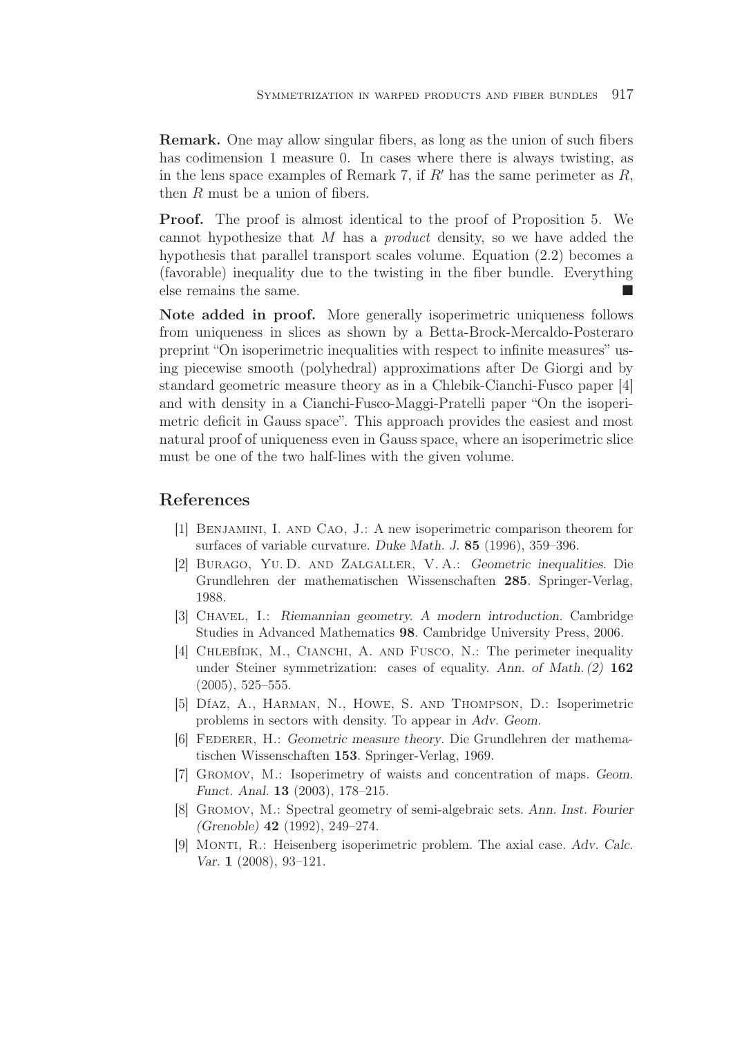**Remark.** One may allow singular fibers, as long as the union of such fibers has codimension 1 measure 0. In cases where there is always twisting, as in the lens space examples of Remark 7, if $R'$ has the same perimeter as $R$, then $R$ must be a union of fibers.

**Proof.** The proof is almost identical to the proof of Proposition 5. We cannot hypothesize that $M$ has a *product* density, so we have added the hypothesis that parallel transport scales volume. Equation (2.2) becomes a (favorable) inequality due to the twisting in the fiber bundle. Everything else remains the same. ■

**Note added in proof.** More generally isoperimetric uniqueness follows from uniqueness in slices as shown by a Betta-Brock-Mercaldo-Posteraro preprint "On isoperimetric inequalities with respect to infinite measures" using piecewise smooth (polyhedral) approximations after De Giorgi and by standard geometric measure theory as in a Chlebik-Cianchi-Fusco paper [4] and with density in a Cianchi-Fusco-Maggi-Pratelli paper "On the isoperimetric deficit in Gauss space". This approach provides the easiest and most natural proof of uniqueness even in Gauss space, where an isoperimetric slice must be one of the two half-lines with the given volume.

## References

[1] Benjamini, I. and Cao, J.: A new isoperimetric comparison theorem for surfaces of variable curvature. *Duke Math. J.* **85** (1996), 359–396.

[2] Burago, Yu. D. and Zalgaller, V. A.: *Geometric inequalities*. Die Grundlehren der mathematischen Wissenschaften **285**. Springer-Verlag, 1988.

[3] Chavel, I.: *Riemannian geometry. A modern introduction*. Cambridge Studies in Advanced Mathematics **98**. Cambridge University Press, 2006.

[4] Chlebídk, M., Cianchi, A. and Fusco, N.: The perimeter inequality under Steiner symmetrization: cases of equality. *Ann. of Math. (2)* **162** (2005), 525–555.

[5] Díaz, A., Harman, N., Howe, S. and Thompson, D.: Isoperimetric problems in sectors with density. To appear in *Adv. Geom.*

[6] Federer, H.: *Geometric measure theory*. Die Grundlehren der mathematischen Wissenschaften **153**. Springer-Verlag, 1969.

[7] Gromov, M.: Isoperimetry of waists and concentration of maps. *Geom. Funct. Anal.* **13** (2003), 178–215.

[8] Gromov, M.: Spectral geometry of semi-algebraic sets. *Ann. Inst. Fourier (Grenoble)* **42** (1992), 249–274.

[9] Monti, R.: Heisenberg isoperimetric problem. The axial case. *Adv. Calc. Var.* **1** (2008), 93–121.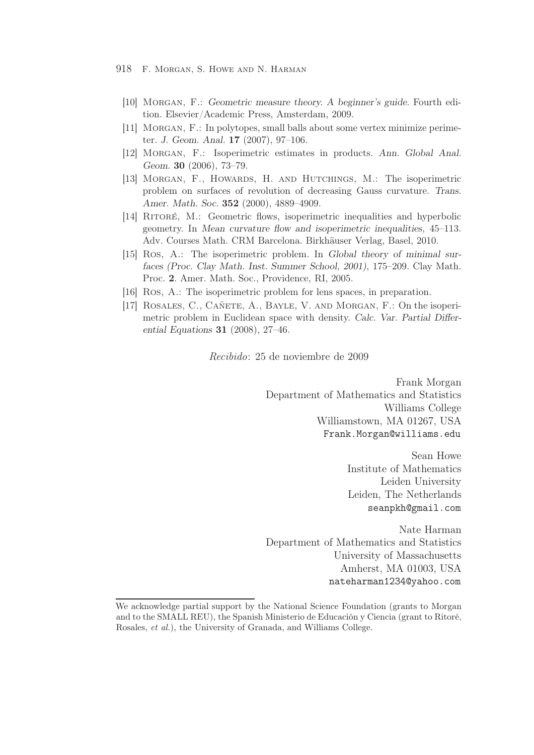[10] Morgan, F.: *Geometric measure theory. A beginner's guide*. Fourth edition. Elsevier/Academic Press, Amsterdam, 2009.

[11] Morgan, F.: In polytopes, small balls about some vertex minimize perimeter. *J. Geom. Anal.* **17** (2007), 97–106.

[12] Morgan, F.: Isoperimetric estimates in products. *Ann. Global Anal. Geom.* **30** (2006), 73–79.

[13] Morgan, F., Howards, H. and Hutchings, M.: The isoperimetric problem on surfaces of revolution of decreasing Gauss curvature. *Trans. Amer. Math. Soc.* **352** (2000), 4889–4909.

[14] Ritoré, M.: Geometric flows, isoperimetric inequalities and hyperbolic geometry. In *Mean curvature flow and isoperimetric inequalities*, 45–113. Adv. Courses Math. CRM Barcelona. Birkhäuser Verlag, Basel, 2010.

[15] Ros, A.: The isoperimetric problem. In *Global theory of minimal surfaces (Proc. Clay Math. Inst. Summer School, 2001)*, 175–209. Clay Math. Proc. **2**. Amer. Math. Soc., Providence, RI, 2005.

[16] Ros, A.: The isoperimetric problem for lens spaces, in preparation.

[17] Rosales, C., Cañete, A., Bayle, V. and Morgan, F.: On the isoperimetric problem in Euclidean space with density. *Calc. Var. Partial Differential Equations* **31** (2008), 27–46.

*Recibido*: 25 de noviembre de 2009

Frank Morgan
Department of Mathematics and Statistics
Williams College
Williamstown, MA 01267, USA
Frank.Morgan@williams.edu

Sean Howe
Institute of Mathematics
Leiden University
Leiden, The Netherlands
seanpkh@gmail.com

Nate Harman
Department of Mathematics and Statistics
University of Massachusetts
Amherst, MA 01003, USA
nateharman1234@yahoo.com

We acknowledge partial support by the National Science Foundation (grants to Morgan and to the SMALL REU), the Spanish Ministerio de Educación y Ciencia (grant to Ritoré, Rosales, *et al.*), the University of Granada, and Williams College.